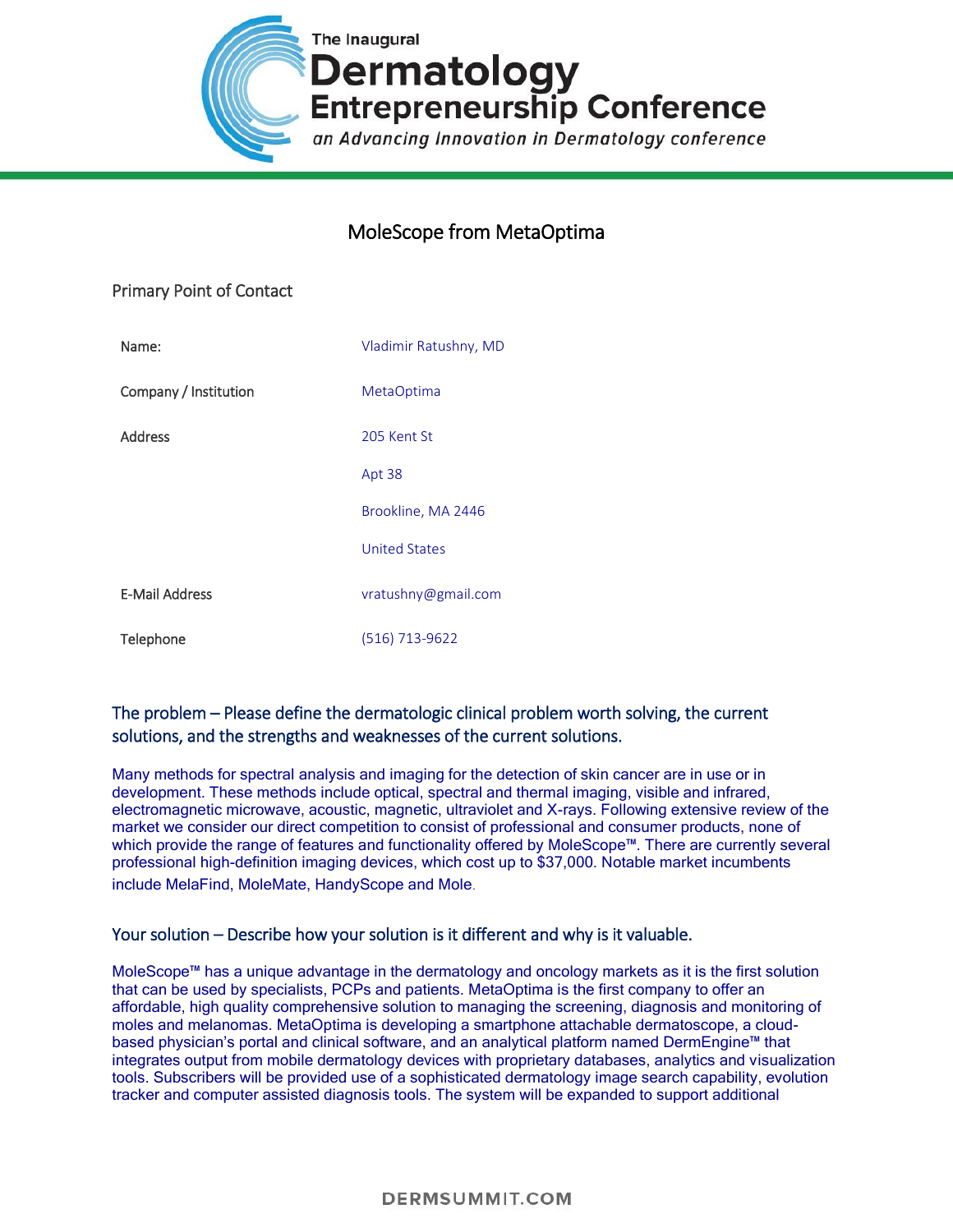The Inaugural

# Dermatology Entrepreneurship Conference

*an Advancing Innovation in Dermatology conference*

## MoleScope from MetaOptima

### Primary Point of Contact

| | |
|---|---|
| Name: | Vladimir Ratushny, MD |
| Company / Institution | MetaOptima |
| Address | 205 Kent St<br>Apt 38<br>Brookline, MA 2446<br>United States |
| E-Mail Address | vratushny@gmail.com |
| Telephone | (516) 713-9622 |

### The problem – Please define the dermatologic clinical problem worth solving, the current solutions, and the strengths and weaknesses of the current solutions.

Many methods for spectral analysis and imaging for the detection of skin cancer are in use or in development. These methods include optical, spectral and thermal imaging, visible and infrared, electromagnetic microwave, acoustic, magnetic, ultraviolet and X-rays. Following extensive review of the market we consider our direct competition to consist of professional and consumer products, none of which provide the range of features and functionality offered by MoleScope™. There are currently several professional high-definition imaging devices, which cost up to $37,000. Notable market incumbents include MelaFind, MoleMate, HandyScope and Mole.

### Your solution – Describe how your solution is it different and why is it valuable.

MoleScope™ has a unique advantage in the dermatology and oncology markets as it is the first solution that can be used by specialists, PCPs and patients. MetaOptima is the first company to offer an affordable, high quality comprehensive solution to managing the screening, diagnosis and monitoring of moles and melanomas. MetaOptima is developing a smartphone attachable dermatoscope, a cloud-based physician's portal and clinical software, and an analytical platform named DermEngine™ that integrates output from mobile dermatology devices with proprietary databases, analytics and visualization tools. Subscribers will be provided use of a sophisticated dermatology image search capability, evolution tracker and computer assisted diagnosis tools. The system will be expanded to support additional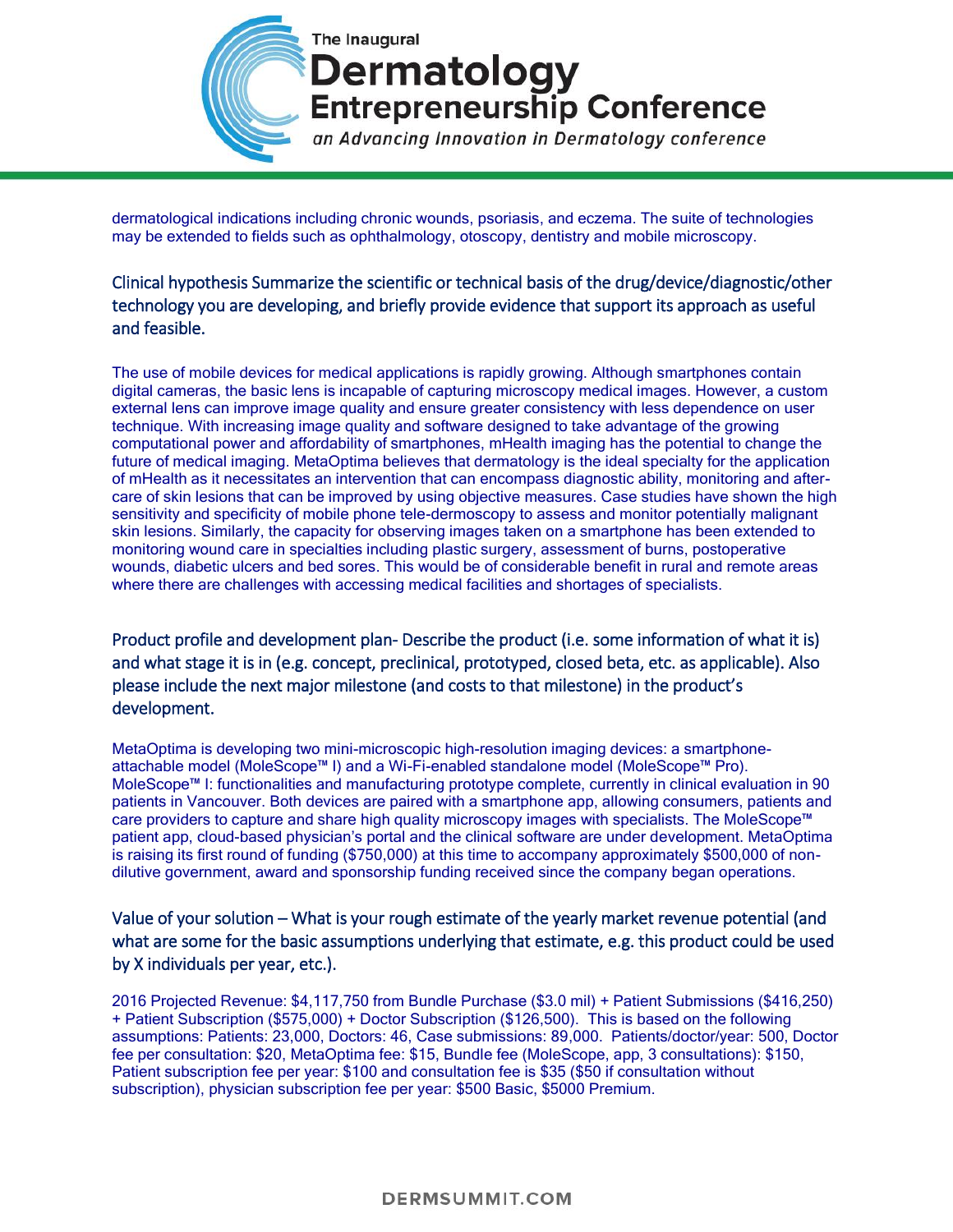dermatological indications including chronic wounds, psoriasis, and eczema. The suite of technologies may be extended to fields such as ophthalmology, otoscopy, dentistry and mobile microscopy.

## Clinical hypothesis Summarize the scientific or technical basis of the drug/device/diagnostic/other technology you are developing, and briefly provide evidence that support its approach as useful and feasible.

The use of mobile devices for medical applications is rapidly growing. Although smartphones contain digital cameras, the basic lens is incapable of capturing microscopy medical images. However, a custom external lens can improve image quality and ensure greater consistency with less dependence on user technique. With increasing image quality and software designed to take advantage of the growing computational power and affordability of smartphones, mHealth imaging has the potential to change the future of medical imaging. MetaOptima believes that dermatology is the ideal specialty for the application of mHealth as it necessitates an intervention that can encompass diagnostic ability, monitoring and after-care of skin lesions that can be improved by using objective measures. Case studies have shown the high sensitivity and specificity of mobile phone tele-dermoscopy to assess and monitor potentially malignant skin lesions. Similarly, the capacity for observing images taken on a smartphone has been extended to monitoring wound care in specialties including plastic surgery, assessment of burns, postoperative wounds, diabetic ulcers and bed sores. This would be of considerable benefit in rural and remote areas where there are challenges with accessing medical facilities and shortages of specialists.

## Product profile and development plan- Describe the product (i.e. some information of what it is) and what stage it is in (e.g. concept, preclinical, prototyped, closed beta, etc. as applicable). Also please include the next major milestone (and costs to that milestone) in the product's development.

MetaOptima is developing two mini-microscopic high-resolution imaging devices: a smartphone-attachable model (MoleScope™ I) and a Wi-Fi-enabled standalone model (MoleScope™ Pro). MoleScope™ I: functionalities and manufacturing prototype complete, currently in clinical evaluation in 90 patients in Vancouver. Both devices are paired with a smartphone app, allowing consumers, patients and care providers to capture and share high quality microscopy images with specialists. The MoleScope™ patient app, cloud-based physician's portal and the clinical software are under development. MetaOptima is raising its first round of funding ($750,000) at this time to accompany approximately $500,000 of non-dilutive government, award and sponsorship funding received since the company began operations.

## Value of your solution – What is your rough estimate of the yearly market revenue potential (and what are some for the basic assumptions underlying that estimate, e.g. this product could be used by X individuals per year, etc.).

2016 Projected Revenue: $4,117,750 from Bundle Purchase ($3.0 mil) + Patient Submissions ($416,250) + Patient Subscription ($575,000) + Doctor Subscription ($126,500). This is based on the following assumptions: Patients: 23,000, Doctors: 46, Case submissions: 89,000. Patients/doctor/year: 500, Doctor fee per consultation: $20, MetaOptima fee: $15, Bundle fee (MoleScope, app, 3 consultations): $150, Patient subscription fee per year: $100 and consultation fee is $35 ($50 if consultation without subscription), physician subscription fee per year: $500 Basic, $5000 Premium.